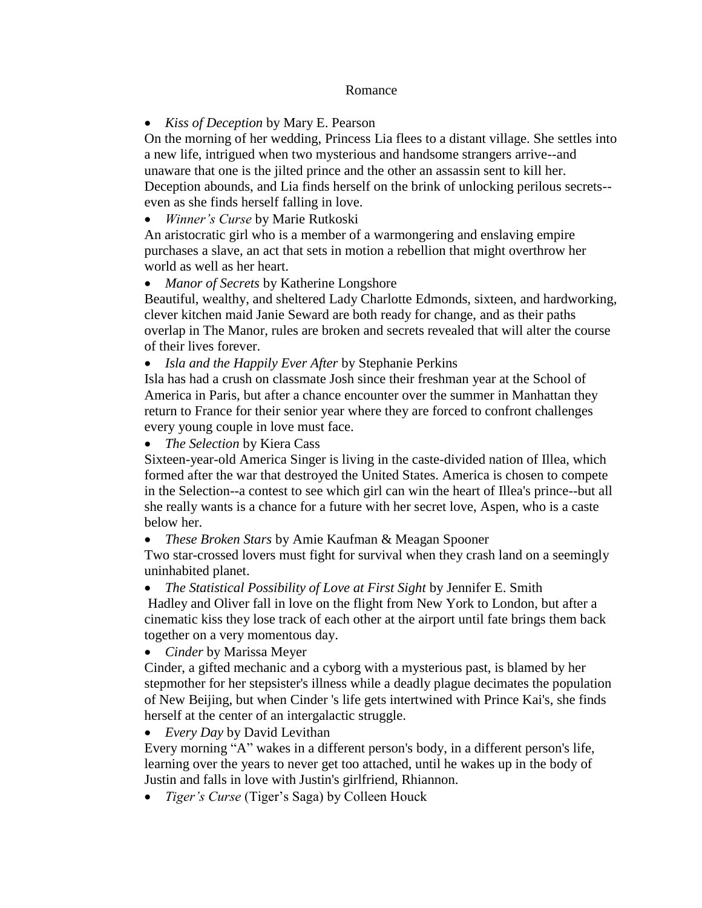# Romance

- *Kiss of Deception* by Mary E. Pearson

On the morning of her wedding, Princess Lia flees to a distant village. She settles into a new life, intrigued when two mysterious and handsome strangers arrive--and unaware that one is the jilted prince and the other an assassin sent to kill her. Deception abounds, and Lia finds herself on the brink of unlocking perilous secrets--even as she finds herself falling in love.

- *Winner's Curse* by Marie Rutkoski

An aristocratic girl who is a member of a warmongering and enslaving empire purchases a slave, an act that sets in motion a rebellion that might overthrow her world as well as her heart.

- *Manor of Secrets* by Katherine Longshore

Beautiful, wealthy, and sheltered Lady Charlotte Edmonds, sixteen, and hardworking, clever kitchen maid Janie Seward are both ready for change, and as their paths overlap in The Manor, rules are broken and secrets revealed that will alter the course of their lives forever.

- *Isla and the Happily Ever After* by Stephanie Perkins

Isla has had a crush on classmate Josh since their freshman year at the School of America in Paris, but after a chance encounter over the summer in Manhattan they return to France for their senior year where they are forced to confront challenges every young couple in love must face.

- *The Selection* by Kiera Cass

Sixteen-year-old America Singer is living in the caste-divided nation of Illea, which formed after the war that destroyed the United States. America is chosen to compete in the Selection--a contest to see which girl can win the heart of Illea's prince--but all she really wants is a chance for a future with her secret love, Aspen, who is a caste below her.

- *These Broken Stars* by Amie Kaufman & Meagan Spooner

Two star-crossed lovers must fight for survival when they crash land on a seemingly uninhabited planet.

- *The Statistical Possibility of Love at First Sight* by Jennifer E. Smith

Hadley and Oliver fall in love on the flight from New York to London, but after a cinematic kiss they lose track of each other at the airport until fate brings them back together on a very momentous day.

- *Cinder* by Marissa Meyer

Cinder, a gifted mechanic and a cyborg with a mysterious past, is blamed by her stepmother for her stepsister's illness while a deadly plague decimates the population of New Beijing, but when Cinder 's life gets intertwined with Prince Kai's, she finds herself at the center of an intergalactic struggle.

- *Every Day* by David Levithan

Every morning "A" wakes in a different person's body, in a different person's life, learning over the years to never get too attached, until he wakes up in the body of Justin and falls in love with Justin's girlfriend, Rhiannon.

- *Tiger's Curse* (Tiger's Saga) by Colleen Houck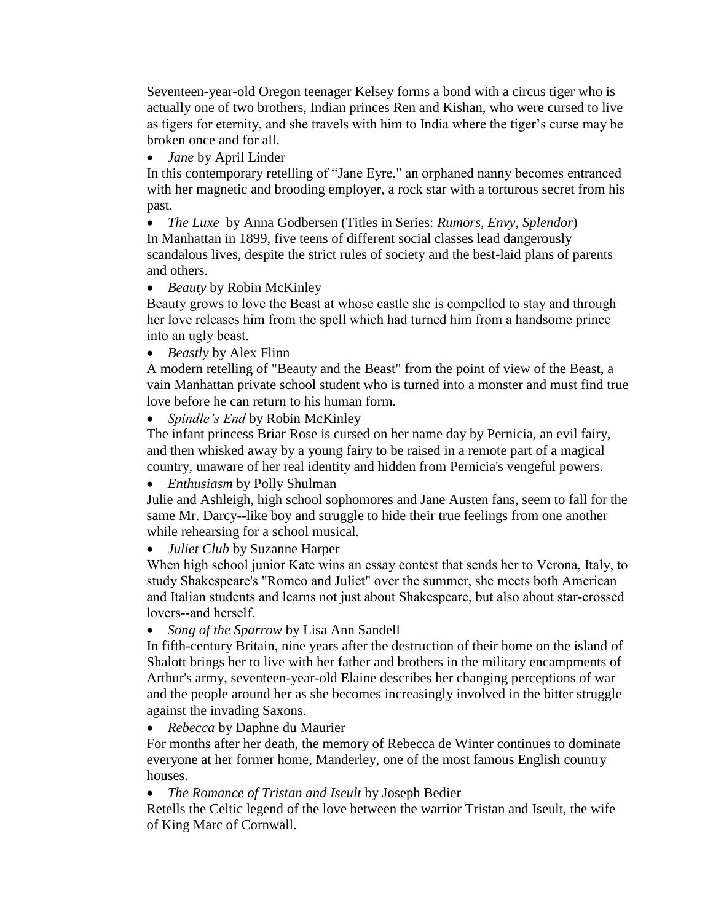Seventeen-year-old Oregon teenager Kelsey forms a bond with a circus tiger who is actually one of two brothers, Indian princes Ren and Kishan, who were cursed to live as tigers for eternity, and she travels with him to India where the tiger's curse may be broken once and for all.

- *Jane* by April Linder

In this contemporary retelling of "Jane Eyre," an orphaned nanny becomes entranced with her magnetic and brooding employer, a rock star with a torturous secret from his past.

- *The Luxe* by Anna Godbersen (Titles in Series: *Rumors, Envy, Splendor*)

In Manhattan in 1899, five teens of different social classes lead dangerously scandalous lives, despite the strict rules of society and the best-laid plans of parents and others.

- *Beauty* by Robin McKinley

Beauty grows to love the Beast at whose castle she is compelled to stay and through her love releases him from the spell which had turned him from a handsome prince into an ugly beast.

- *Beastly* by Alex Flinn

A modern retelling of "Beauty and the Beast" from the point of view of the Beast, a vain Manhattan private school student who is turned into a monster and must find true love before he can return to his human form.

- *Spindle's End* by Robin McKinley

The infant princess Briar Rose is cursed on her name day by Pernicia, an evil fairy, and then whisked away by a young fairy to be raised in a remote part of a magical country, unaware of her real identity and hidden from Pernicia's vengeful powers.

- *Enthusiasm* by Polly Shulman

Julie and Ashleigh, high school sophomores and Jane Austen fans, seem to fall for the same Mr. Darcy--like boy and struggle to hide their true feelings from one another while rehearsing for a school musical.

- *Juliet Club* by Suzanne Harper

When high school junior Kate wins an essay contest that sends her to Verona, Italy, to study Shakespeare's "Romeo and Juliet" over the summer, she meets both American and Italian students and learns not just about Shakespeare, but also about star-crossed lovers--and herself.

- *Song of the Sparrow* by Lisa Ann Sandell

In fifth-century Britain, nine years after the destruction of their home on the island of Shalott brings her to live with her father and brothers in the military encampments of Arthur's army, seventeen-year-old Elaine describes her changing perceptions of war and the people around her as she becomes increasingly involved in the bitter struggle against the invading Saxons.

- *Rebecca* by Daphne du Maurier

For months after her death, the memory of Rebecca de Winter continues to dominate everyone at her former home, Manderley, one of the most famous English country houses.

- *The Romance of Tristan and Iseult* by Joseph Bedier

Retells the Celtic legend of the love between the warrior Tristan and Iseult, the wife of King Marc of Cornwall.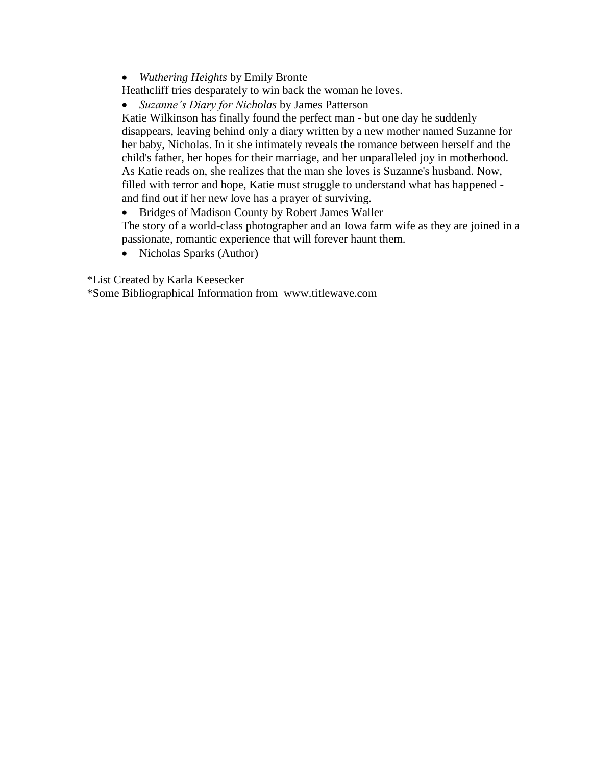- *Wuthering Heights* by Emily Bronte

  Heathcliff tries desparately to win back the woman he loves.
- *Suzanne's Diary for Nicholas* by James Patterson

  Katie Wilkinson has finally found the perfect man - but one day he suddenly disappears, leaving behind only a diary written by a new mother named Suzanne for her baby, Nicholas. In it she intimately reveals the romance between herself and the child's father, her hopes for their marriage, and her unparalleled joy in motherhood. As Katie reads on, she realizes that the man she loves is Suzanne's husband. Now, filled with terror and hope, Katie must struggle to understand what has happened - and find out if her new love has a prayer of surviving.
- Bridges of Madison County by Robert James Waller

  The story of a world-class photographer and an Iowa farm wife as they are joined in a passionate, romantic experience that will forever haunt them.
- Nicholas Sparks (Author)

*List Created by Karla Keesecker

*Some Bibliographical Information from www.titlewave.com